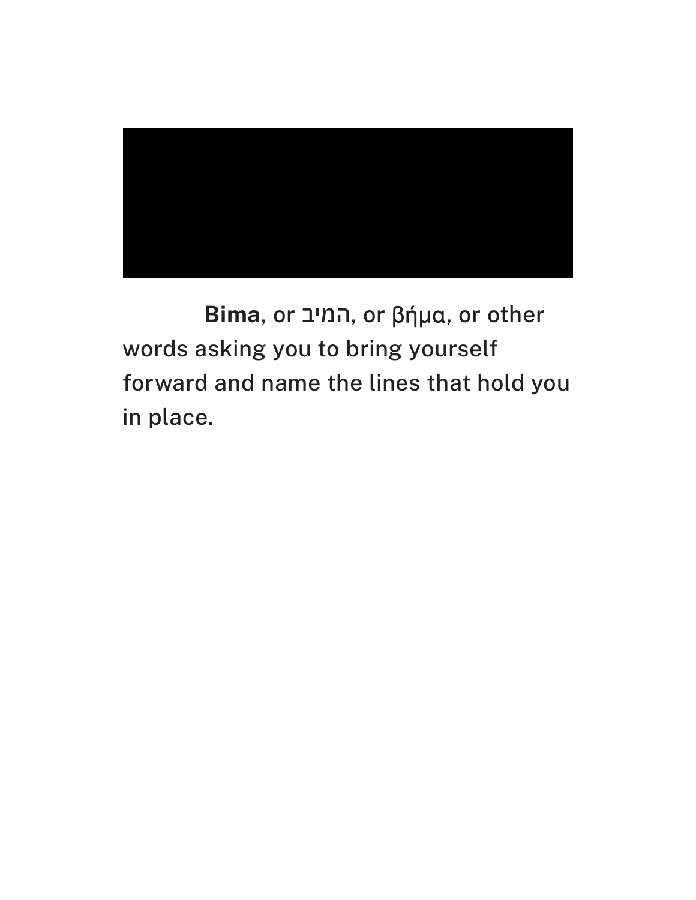**Bima**, or בימה, or βήμα, or other words asking you to bring yourself forward and name the lines that hold you in place.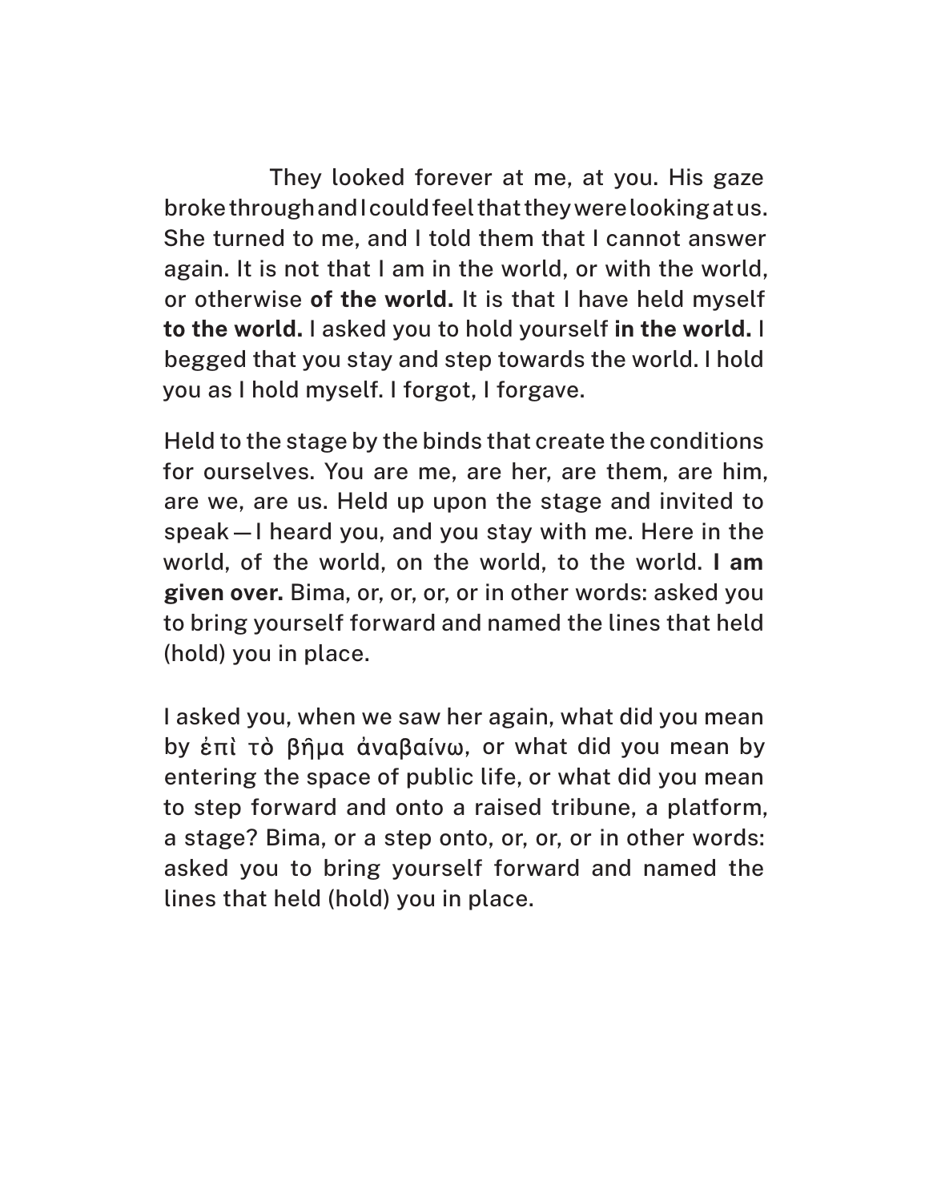They looked forever at me, at you. His gaze broke through and I could feel that they were looking at us. She turned to me, and I told them that I cannot answer again. It is not that I am in the world, or with the world, or otherwise **of the world.** It is that I have held myself **to the world.** I asked you to hold yourself **in the world.** I begged that you stay and step towards the world. I hold you as I hold myself. I forgot, I forgave.

Held to the stage by the binds that create the conditions for ourselves. You are me, are her, are them, are him, are we, are us. Held up upon the stage and invited to speak — I heard you, and you stay with me. Here in the world, of the world, on the world, to the world. **I am given over.** Bima, or, or, or, or in other words: asked you to bring yourself forward and named the lines that held (hold) you in place.

I asked you, when we saw her again, what did you mean by ἐπὶ τὸ βῆμα ἀναβαίνω, or what did you mean by entering the space of public life, or what did you mean to step forward and onto a raised tribune, a platform, a stage? Bima, or a step onto, or, or, or in other words: asked you to bring yourself forward and named the lines that held (hold) you in place.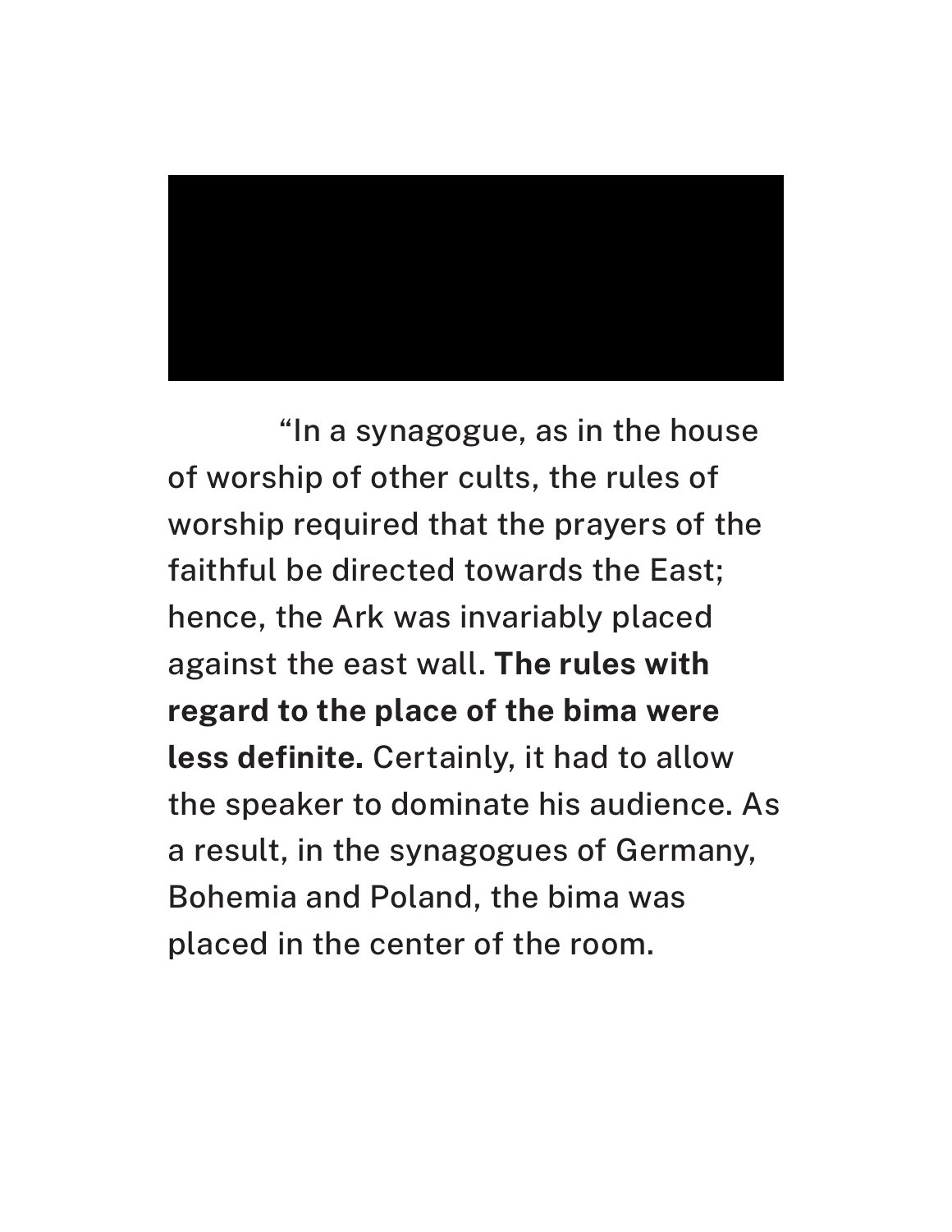“In a synagogue, as in the house of worship of other cults, the rules of worship required that the prayers of the faithful be directed towards the East; hence, the Ark was invariably placed against the east wall. **The rules with regard to the place of the bima were less definite.** Certainly, it had to allow the speaker to dominate his audience. As a result, in the synagogues of Germany, Bohemia and Poland, the bima was placed in the center of the room.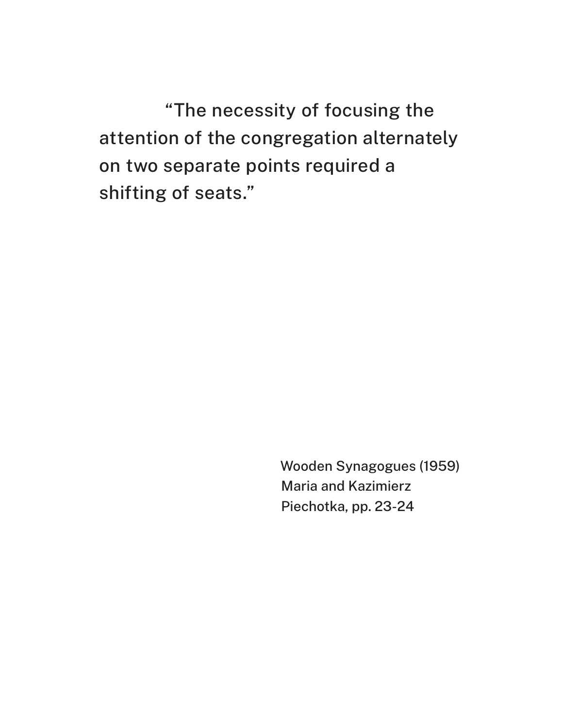"The necessity of focusing the attention of the congregation alternately on two separate points required a shifting of seats."

Wooden Synagogues (1959)
Maria and Kazimierz Piechotka, pp. 23-24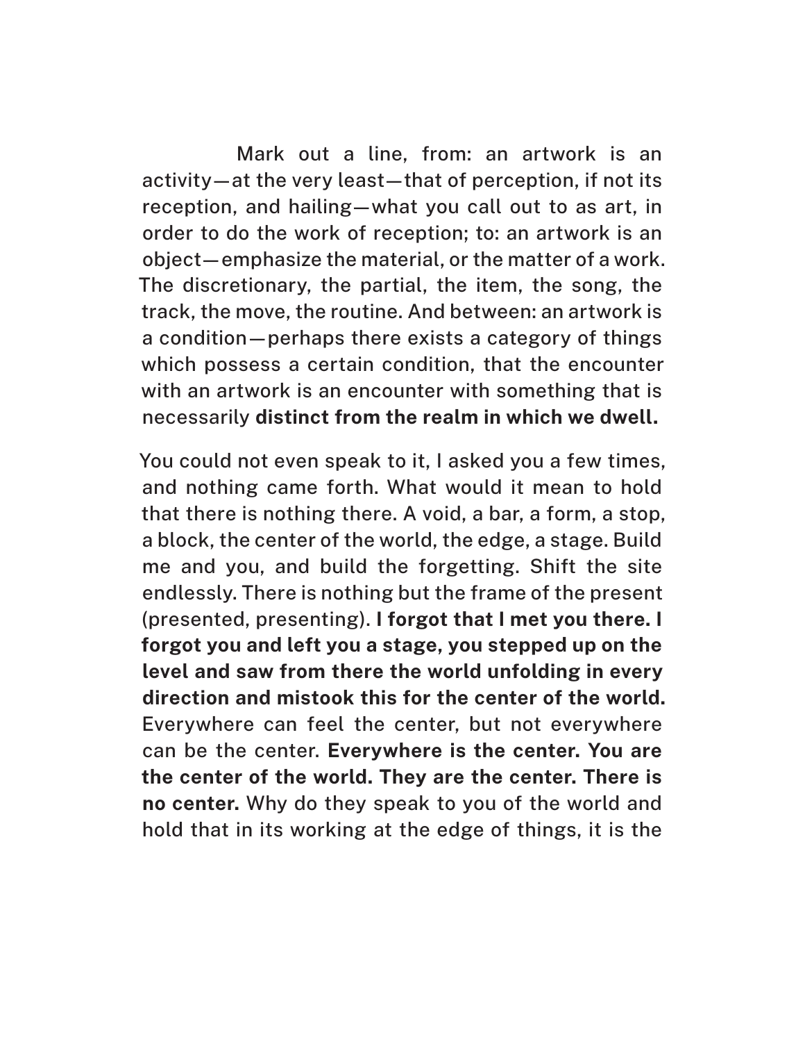Mark out a line, from: an artwork is an activity—at the very least—that of perception, if not its reception, and hailing—what you call out to as art, in order to do the work of reception; to: an artwork is an object—emphasize the material, or the matter of a work. The discretionary, the partial, the item, the song, the track, the move, the routine. And between: an artwork is a condition—perhaps there exists a category of things which possess a certain condition, that the encounter with an artwork is an encounter with something that is necessarily **distinct from the realm in which we dwell.**

You could not even speak to it, I asked you a few times, and nothing came forth. What would it mean to hold that there is nothing there. A void, a bar, a form, a stop, a block, the center of the world, the edge, a stage. Build me and you, and build the forgetting. Shift the site endlessly. There is nothing but the frame of the present (presented, presenting). **I forgot that I met you there. I forgot you and left you a stage, you stepped up on the level and saw from there the world unfolding in every direction and mistook this for the center of the world.** Everywhere can feel the center, but not everywhere can be the center. **Everywhere is the center. You are the center of the world. They are the center. There is no center.** Why do they speak to you of the world and hold that in its working at the edge of things, it is the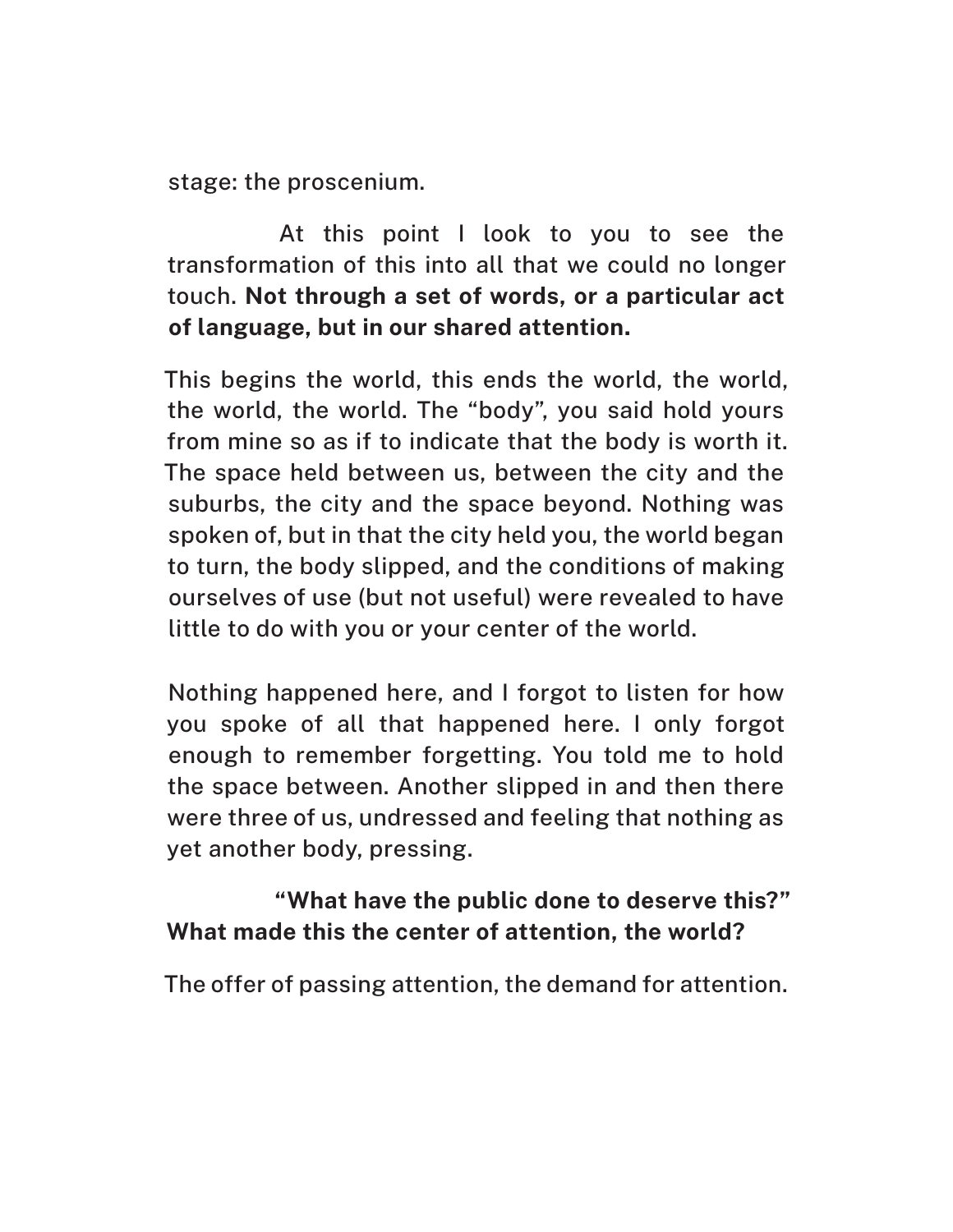stage: the proscenium.

At this point I look to you to see the transformation of this into all that we could no longer touch. **Not through a set of words, or a particular act of language, but in our shared attention.**

This begins the world, this ends the world, the world, the world, the world. The “body”, you said hold yours from mine so as if to indicate that the body is worth it. The space held between us, between the city and the suburbs, the city and the space beyond. Nothing was spoken of, but in that the city held you, the world began to turn, the body slipped, and the conditions of making ourselves of use (but not useful) were revealed to have little to do with you or your center of the world.

Nothing happened here, and I forgot to listen for how you spoke of all that happened here. I only forgot enough to remember forgetting. You told me to hold the space between. Another slipped in and then there were three of us, undressed and feeling that nothing as yet another body, pressing.

**“What have the public done to deserve this?” What made this the center of attention, the world?**

The offer of passing attention, the demand for attention.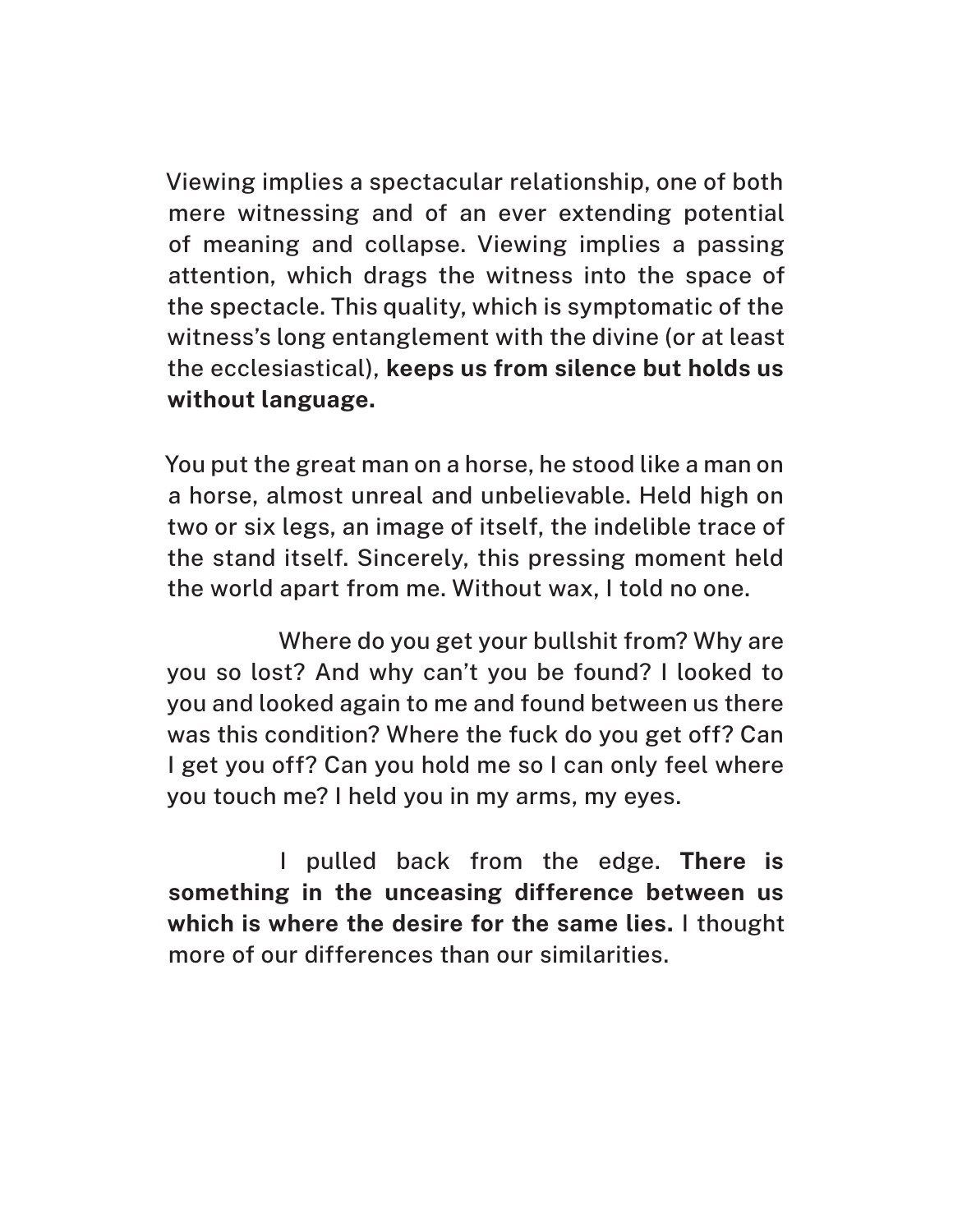Viewing implies a spectacular relationship, one of both mere witnessing and of an ever extending potential of meaning and collapse. Viewing implies a passing attention, which drags the witness into the space of the spectacle. This quality, which is symptomatic of the witness's long entanglement with the divine (or at least the ecclesiastical), **keeps us from silence but holds us without language.**

You put the great man on a horse, he stood like a man on a horse, almost unreal and unbelievable. Held high on two or six legs, an image of itself, the indelible trace of the stand itself. Sincerely, this pressing moment held the world apart from me. Without wax, I told no one.

Where do you get your bullshit from? Why are you so lost? And why can't you be found? I looked to you and looked again to me and found between us there was this condition? Where the fuck do you get off? Can I get you off? Can you hold me so I can only feel where you touch me? I held you in my arms, my eyes.

I pulled back from the edge. **There is something in the unceasing difference between us which is where the desire for the same lies.** I thought more of our differences than our similarities.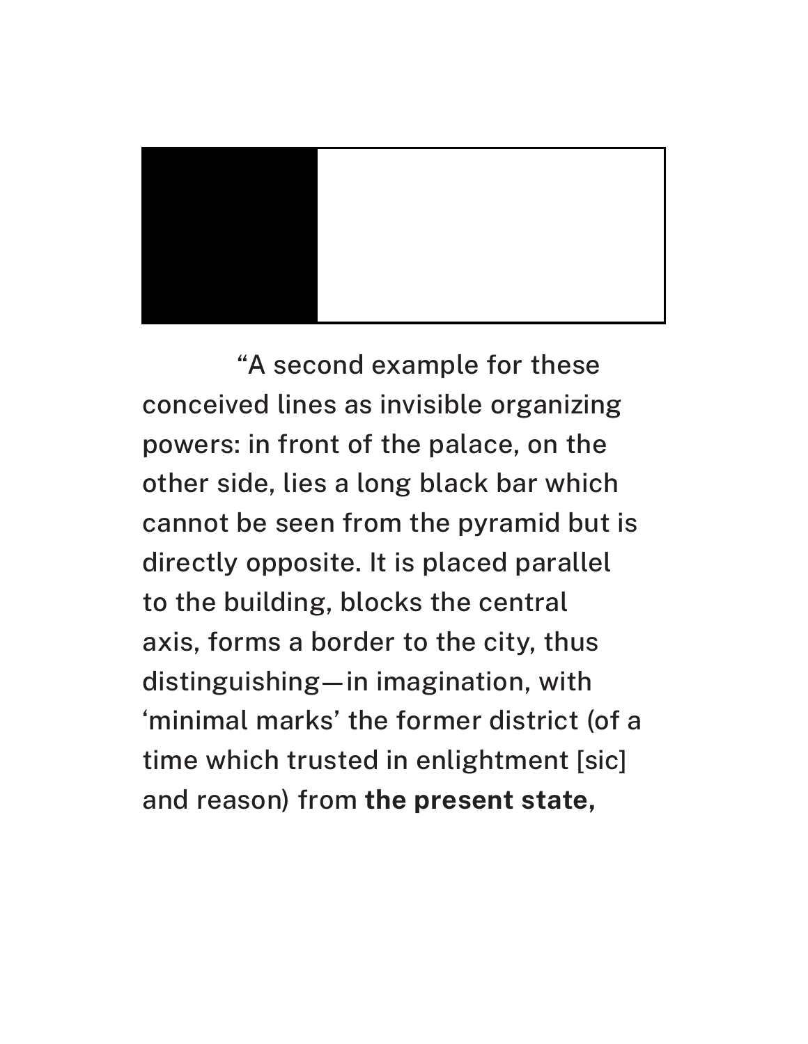"A second example for these conceived lines as invisible organizing powers: in front of the palace, on the other side, lies a long black bar which cannot be seen from the pyramid but is directly opposite. It is placed parallel to the building, blocks the central axis, forms a border to the city, thus distinguishing—in imagination, with 'minimal marks' the former district (of a time which trusted in enlightment [sic] and reason) from **the present state,**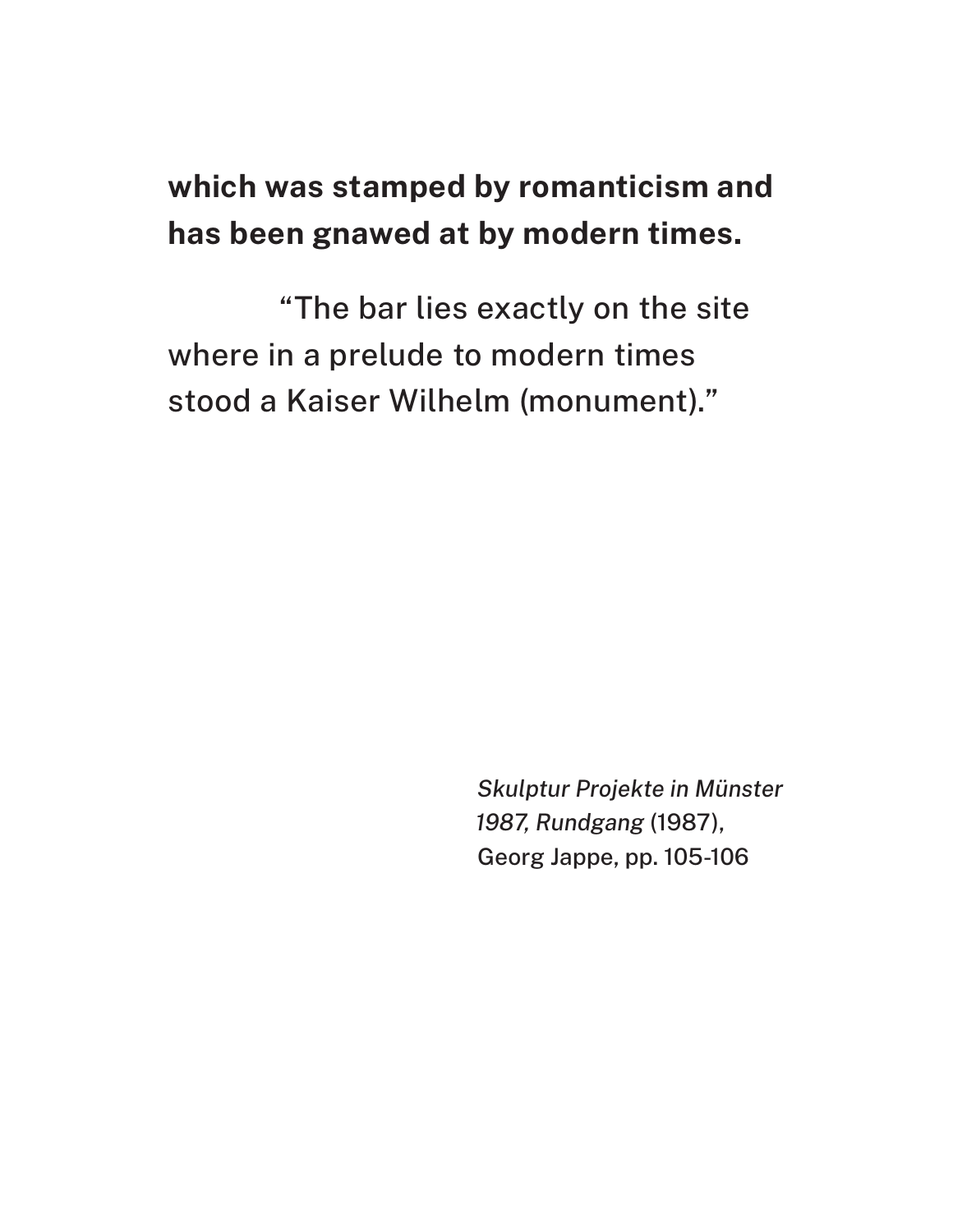**which was stamped by romanticism and has been gnawed at by modern times.**

"The bar lies exactly on the site where in a prelude to modern times stood a Kaiser Wilhelm (monument)."

*Skulptur Projekte in Münster 1987, Rundgang* (1987), Georg Jappe, pp. 105-106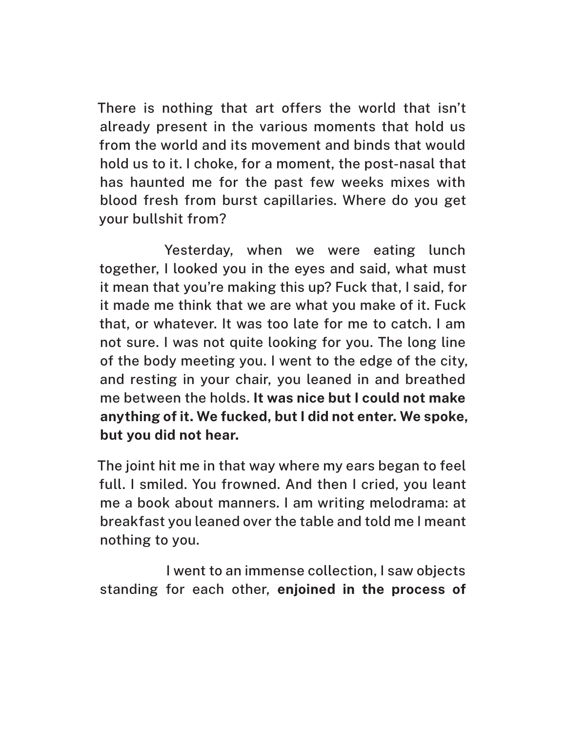There is nothing that art offers the world that isn't already present in the various moments that hold us from the world and its movement and binds that would hold us to it. I choke, for a moment, the post-nasal that has haunted me for the past few weeks mixes with blood fresh from burst capillaries. Where do you get your bullshit from?

Yesterday, when we were eating lunch together, I looked you in the eyes and said, what must it mean that you're making this up? Fuck that, I said, for it made me think that we are what you make of it. Fuck that, or whatever. It was too late for me to catch. I am not sure. I was not quite looking for you. The long line of the body meeting you. I went to the edge of the city, and resting in your chair, you leaned in and breathed me between the holds. **It was nice but I could not make anything of it. We fucked, but I did not enter. We spoke, but you did not hear.**

The joint hit me in that way where my ears began to feel full. I smiled. You frowned. And then I cried, you leant me a book about manners. I am writing melodrama: at breakfast you leaned over the table and told me I meant nothing to you.

I went to an immense collection, I saw objects standing for each other, **enjoined in the process of**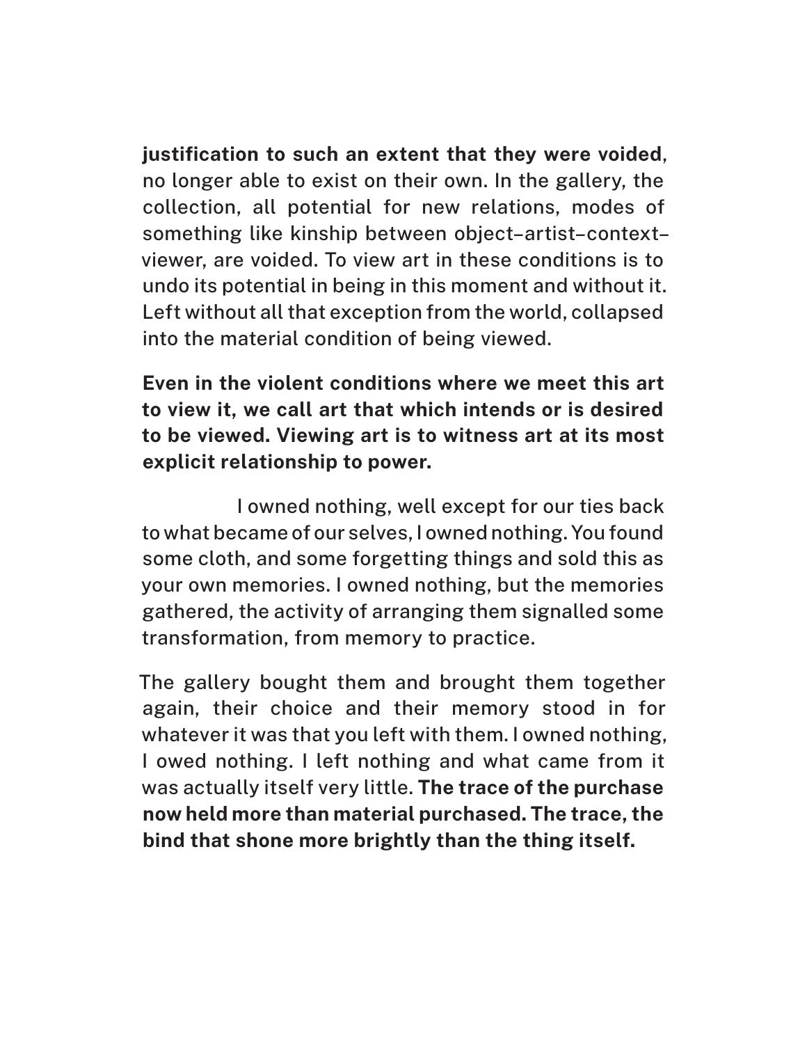**justification to such an extent that they were voided**, no longer able to exist on their own. In the gallery, the collection, all potential for new relations, modes of something like kinship between object–artist–context–viewer, are voided. To view art in these conditions is to undo its potential in being in this moment and without it. Left without all that exception from the world, collapsed into the material condition of being viewed.

**Even in the violent conditions where we meet this art to view it, we call art that which intends or is desired to be viewed. Viewing art is to witness art at its most explicit relationship to power.**

I owned nothing, well except for our ties back to what became of our selves, I owned nothing. You found some cloth, and some forgetting things and sold this as your own memories. I owned nothing, but the memories gathered, the activity of arranging them signalled some transformation, from memory to practice.

The gallery bought them and brought them together again, their choice and their memory stood in for whatever it was that you left with them. I owned nothing, I owed nothing. I left nothing and what came from it was actually itself very little. **The trace of the purchase now held more than material purchased. The trace, the bind that shone more brightly than the thing itself.**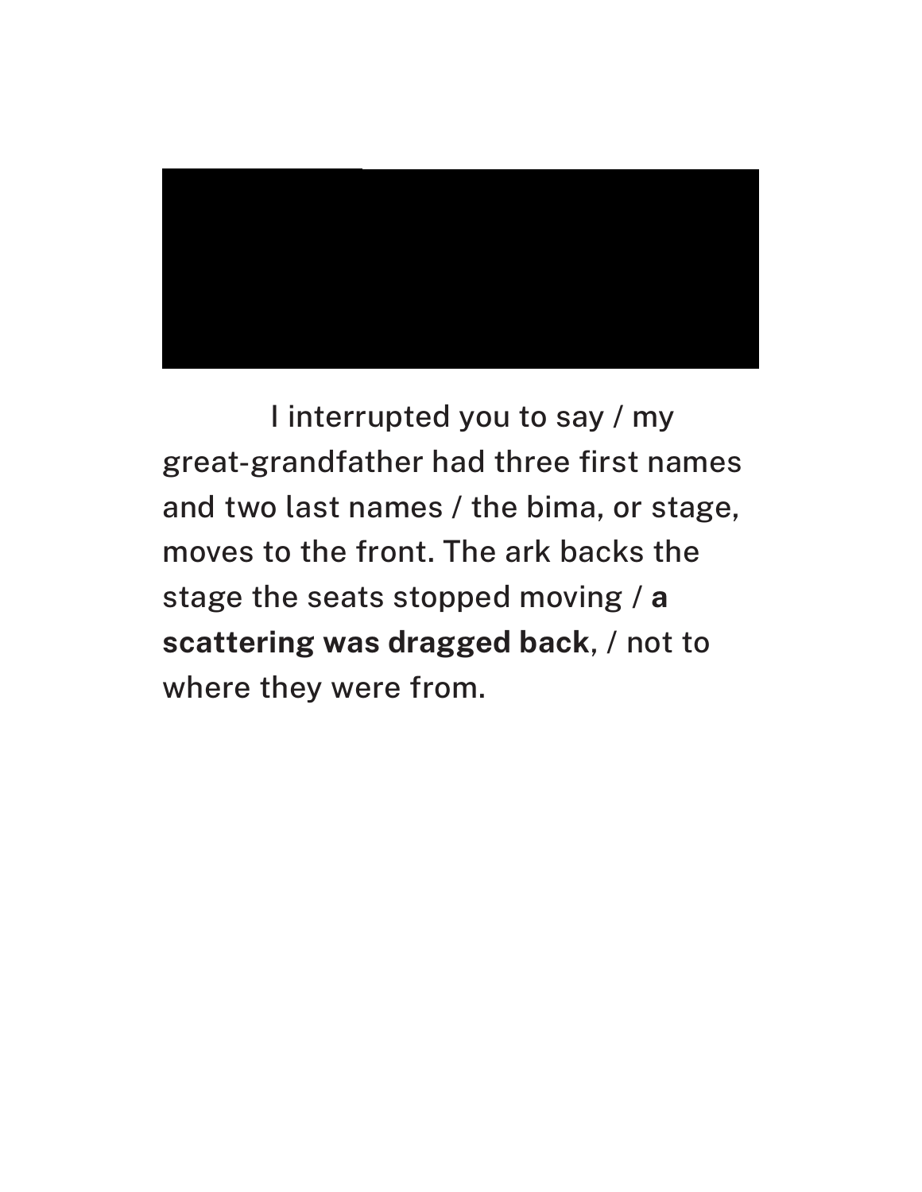I interrupted you to say / my great-grandfather had three first names and two last names / the bima, or stage, moves to the front. The ark backs the stage the seats stopped moving / **a scattering was dragged back**, / not to where they were from.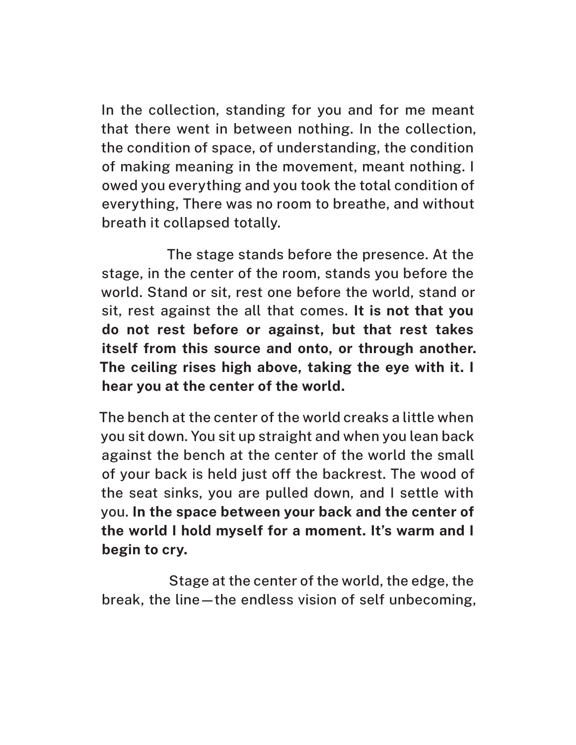In the collection, standing for you and for me meant that there went in between nothing. In the collection, the condition of space, of understanding, the condition of making meaning in the movement, meant nothing. I owed you everything and you took the total condition of everything, There was no room to breathe, and without breath it collapsed totally.

The stage stands before the presence. At the stage, in the center of the room, stands you before the world. Stand or sit, rest one before the world, stand or sit, rest against the all that comes. **It is not that you do not rest before or against, but that rest takes itself from this source and onto, or through another. The ceiling rises high above, taking the eye with it. I hear you at the center of the world.**

The bench at the center of the world creaks a little when you sit down. You sit up straight and when you lean back against the bench at the center of the world the small of your back is held just off the backrest. The wood of the seat sinks, you are pulled down, and I settle with you. **In the space between your back and the center of the world I hold myself for a moment. It's warm and I begin to cry.**

Stage at the center of the world, the edge, the break, the line—the endless vision of self unbecoming,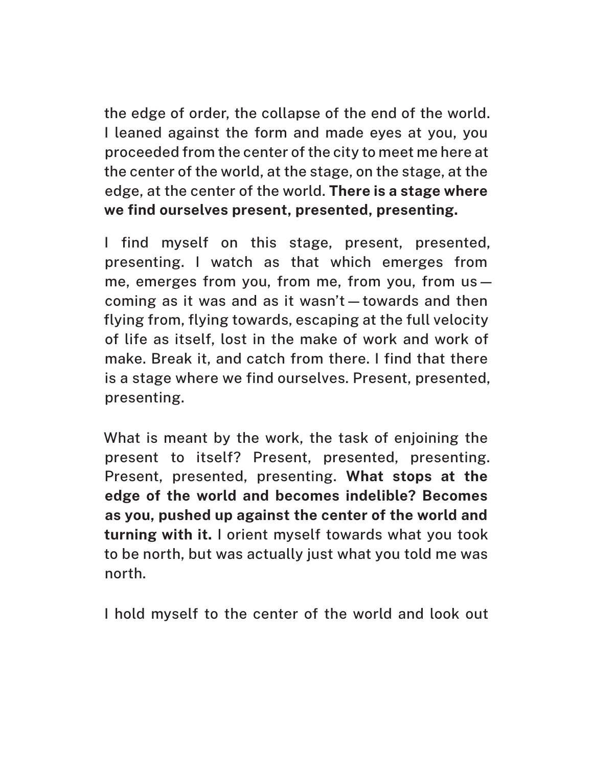the edge of order, the collapse of the end of the world. I leaned against the form and made eyes at you, you proceeded from the center of the city to meet me here at the center of the world, at the stage, on the stage, at the edge, at the center of the world. **There is a stage where we find ourselves present, presented, presenting.**

I find myself on this stage, present, presented, presenting. I watch as that which emerges from me, emerges from you, from me, from you, from us — coming as it was and as it wasn't — towards and then flying from, flying towards, escaping at the full velocity of life as itself, lost in the make of work and work of make. Break it, and catch from there. I find that there is a stage where we find ourselves. Present, presented, presenting.

What is meant by the work, the task of enjoining the present to itself? Present, presented, presenting. Present, presented, presenting. **What stops at the edge of the world and becomes indelible? Becomes as you, pushed up against the center of the world and turning with it.** I orient myself towards what you took to be north, but was actually just what you told me was north.

I hold myself to the center of the world and look out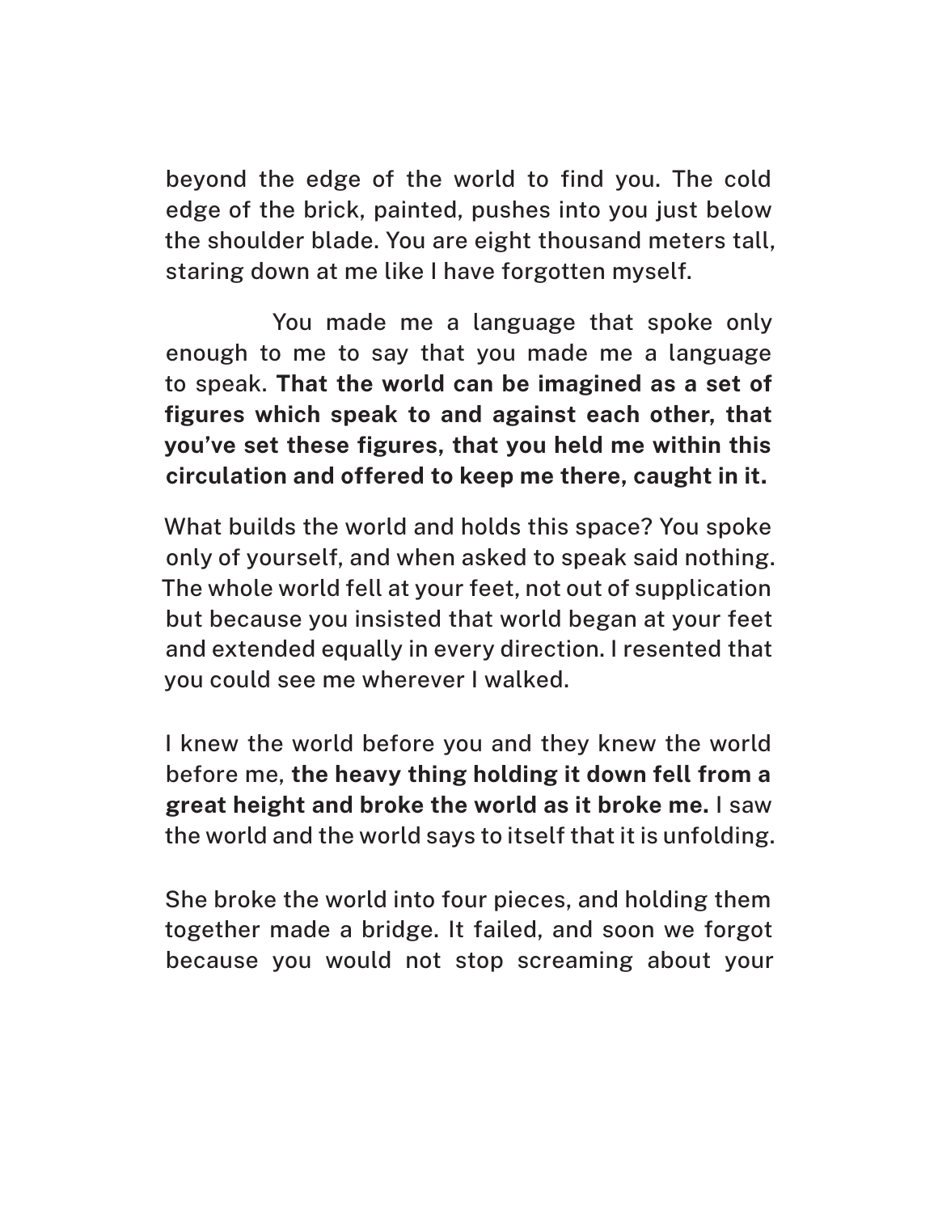beyond the edge of the world to find you. The cold edge of the brick, painted, pushes into you just below the shoulder blade. You are eight thousand meters tall, staring down at me like I have forgotten myself.

You made me a language that spoke only enough to me to say that you made me a language to speak. **That the world can be imagined as a set of figures which speak to and against each other, that you've set these figures, that you held me within this circulation and offered to keep me there, caught in it.**

What builds the world and holds this space? You spoke only of yourself, and when asked to speak said nothing. The whole world fell at your feet, not out of supplication but because you insisted that world began at your feet and extended equally in every direction. I resented that you could see me wherever I walked.

I knew the world before you and they knew the world before me, **the heavy thing holding it down fell from a great height and broke the world as it broke me.** I saw the world and the world says to itself that it is unfolding.

She broke the world into four pieces, and holding them together made a bridge. It failed, and soon we forgot because you would not stop screaming about your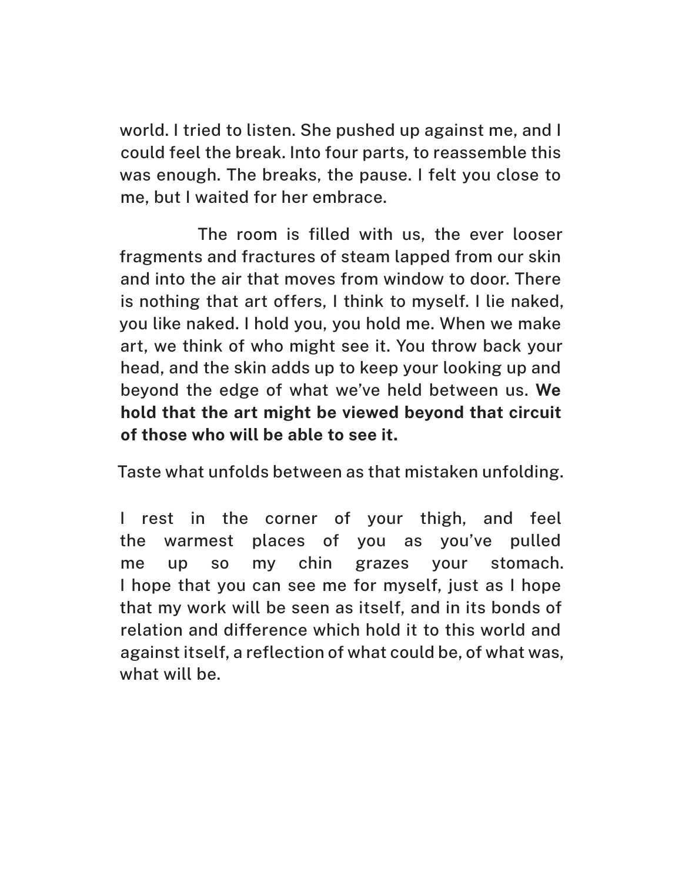world. I tried to listen. She pushed up against me, and I could feel the break. Into four parts, to reassemble this was enough. The breaks, the pause. I felt you close to me, but I waited for her embrace.

The room is filled with us, the ever looser fragments and fractures of steam lapped from our skin and into the air that moves from window to door. There is nothing that art offers, I think to myself. I lie naked, you like naked. I hold you, you hold me. When we make art, we think of who might see it. You throw back your head, and the skin adds up to keep your looking up and beyond the edge of what we've held between us. **We hold that the art might be viewed beyond that circuit of those who will be able to see it.**

Taste what unfolds between as that mistaken unfolding.

I rest in the corner of your thigh, and feel the warmest places of you as you've pulled me up so my chin grazes your stomach. I hope that you can see me for myself, just as I hope that my work will be seen as itself, and in its bonds of relation and difference which hold it to this world and against itself, a reflection of what could be, of what was, what will be.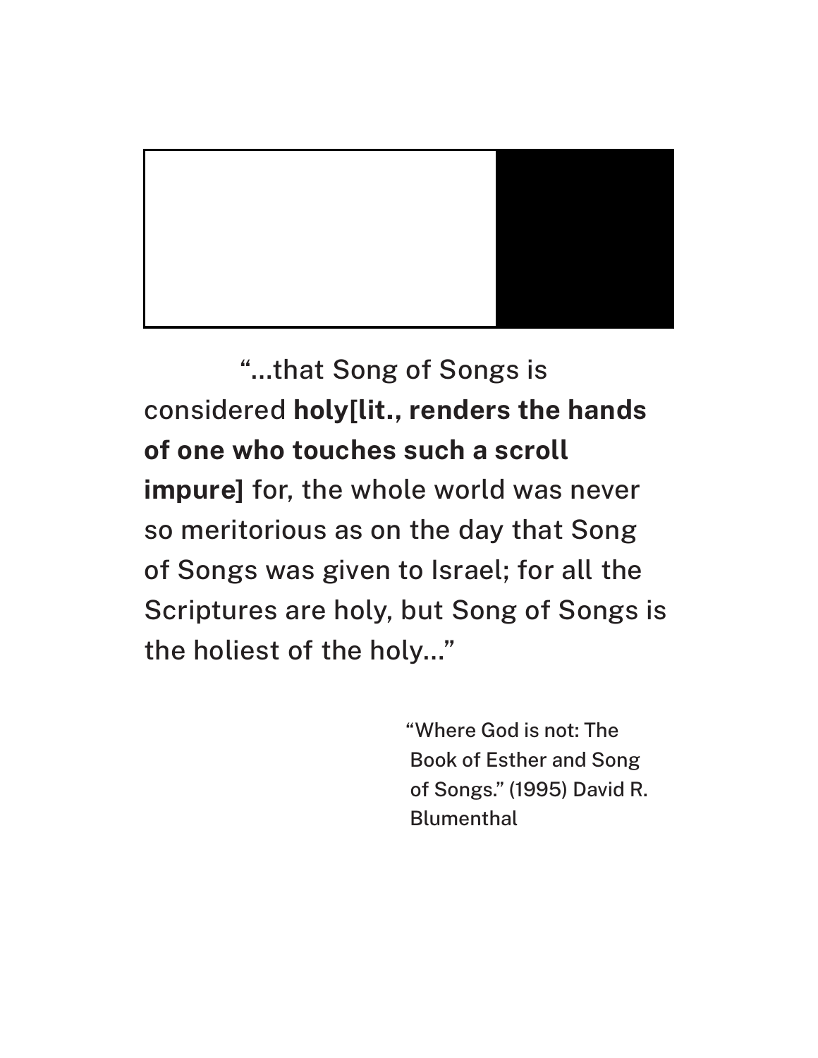"...that Song of Songs is considered **holy[lit., renders the hands of one who touches such a scroll impure]** for, the whole world was never so meritorious as on the day that Song of Songs was given to Israel; for all the Scriptures are holy, but Song of Songs is the holiest of the holy..."

"Where God is not: The Book of Esther and Song of Songs." (1995) David R. Blumenthal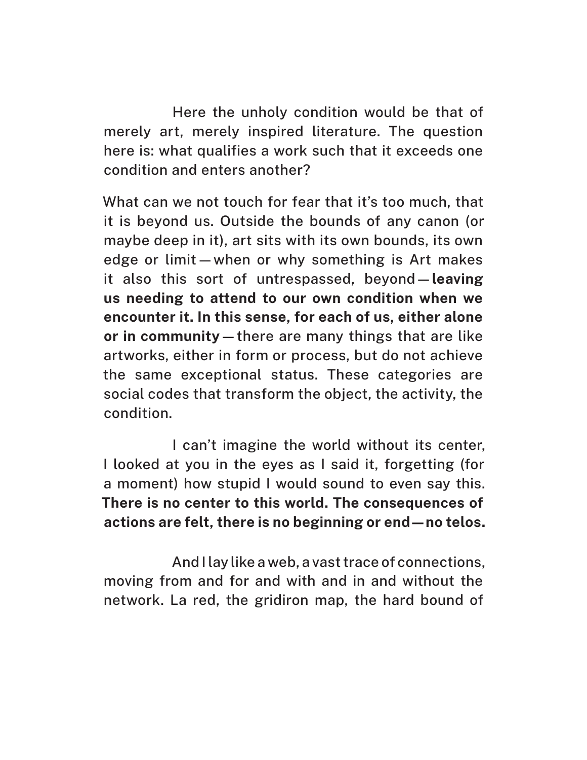Here the unholy condition would be that of merely art, merely inspired literature. The question here is: what qualifies a work such that it exceeds one condition and enters another?

What can we not touch for fear that it's too much, that it is beyond us. Outside the bounds of any canon (or maybe deep in it), art sits with its own bounds, its own edge or limit — when or why something is Art makes it also this sort of untrespassed, beyond — **leaving us needing to attend to our own condition when we encounter it. In this sense, for each of us, either alone or in community** — there are many things that are like artworks, either in form or process, but do not achieve the same exceptional status. These categories are social codes that transform the object, the activity, the condition.

I can't imagine the world without its center, I looked at you in the eyes as I said it, forgetting (for a moment) how stupid I would sound to even say this. **There is no center to this world. The consequences of actions are felt, there is no beginning or end — no telos.**

And I lay like a web, a vast trace of connections, moving from and for and with and in and without the network. La red, the gridiron map, the hard bound of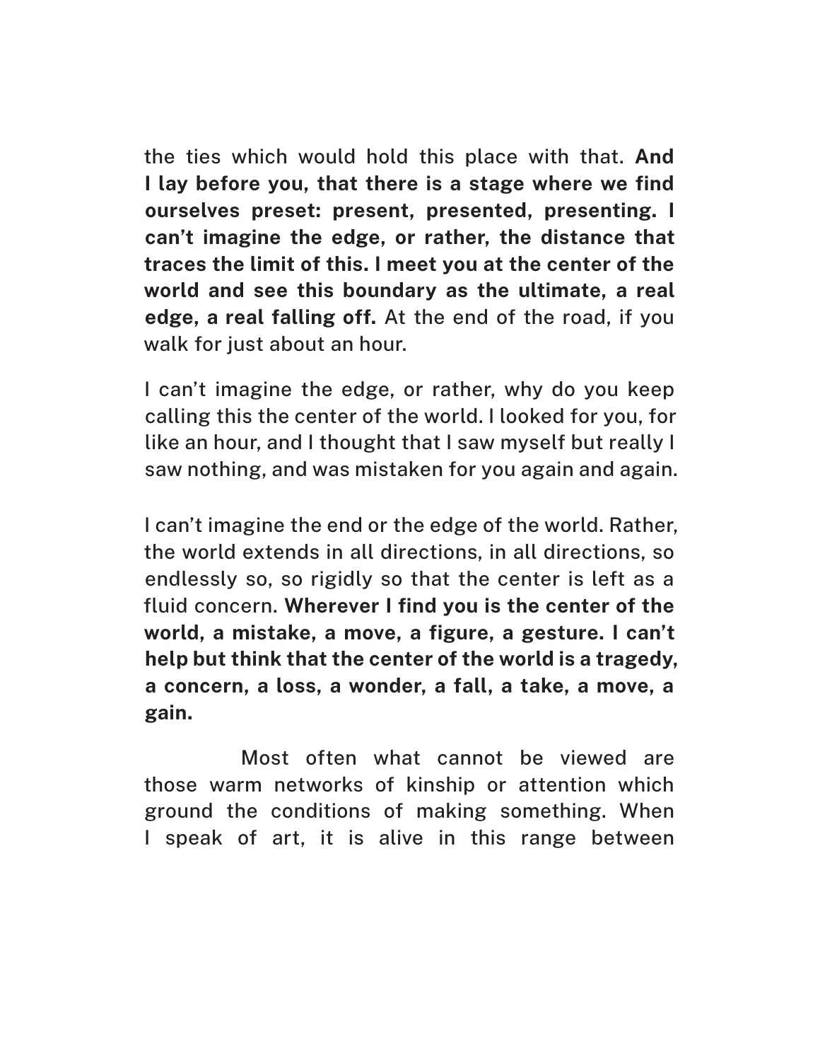the ties which would hold this place with that. **And I lay before you, that there is a stage where we find ourselves preset: present, presented, presenting. I can't imagine the edge, or rather, the distance that traces the limit of this. I meet you at the center of the world and see this boundary as the ultimate, a real edge, a real falling off.** At the end of the road, if you walk for just about an hour.

I can't imagine the edge, or rather, why do you keep calling this the center of the world. I looked for you, for like an hour, and I thought that I saw myself but really I saw nothing, and was mistaken for you again and again.

I can't imagine the end or the edge of the world. Rather, the world extends in all directions, in all directions, so endlessly so, so rigidly so that the center is left as a fluid concern. **Wherever I find you is the center of the world, a mistake, a move, a figure, a gesture. I can't help but think that the center of the world is a tragedy, a concern, a loss, a wonder, a fall, a take, a move, a gain.**

Most often what cannot be viewed are those warm networks of kinship or attention which ground the conditions of making something. When I speak of art, it is alive in this range between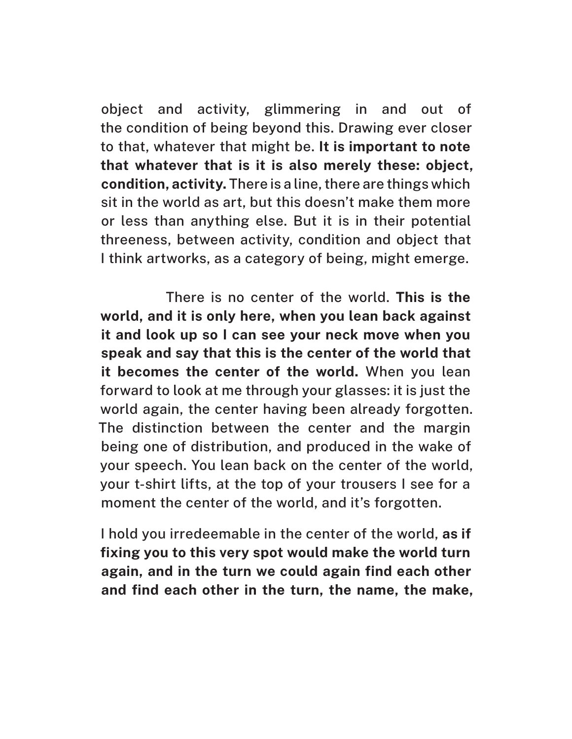object and activity, glimmering in and out of the condition of being beyond this. Drawing ever closer to that, whatever that might be. **It is important to note that whatever that is it is also merely these: object, condition, activity.** There is a line, there are things which sit in the world as art, but this doesn't make them more or less than anything else. But it is in their potential threeness, between activity, condition and object that I think artworks, as a category of being, might emerge.

There is no center of the world. **This is the world, and it is only here, when you lean back against it and look up so I can see your neck move when you speak and say that this is the center of the world that it becomes the center of the world.** When you lean forward to look at me through your glasses: it is just the world again, the center having been already forgotten. The distinction between the center and the margin being one of distribution, and produced in the wake of your speech. You lean back on the center of the world, your t-shirt lifts, at the top of your trousers I see for a moment the center of the world, and it's forgotten.

I hold you irredeemable in the center of the world, **as if fixing you to this very spot would make the world turn again, and in the turn we could again find each other and find each other in the turn, the name, the make,**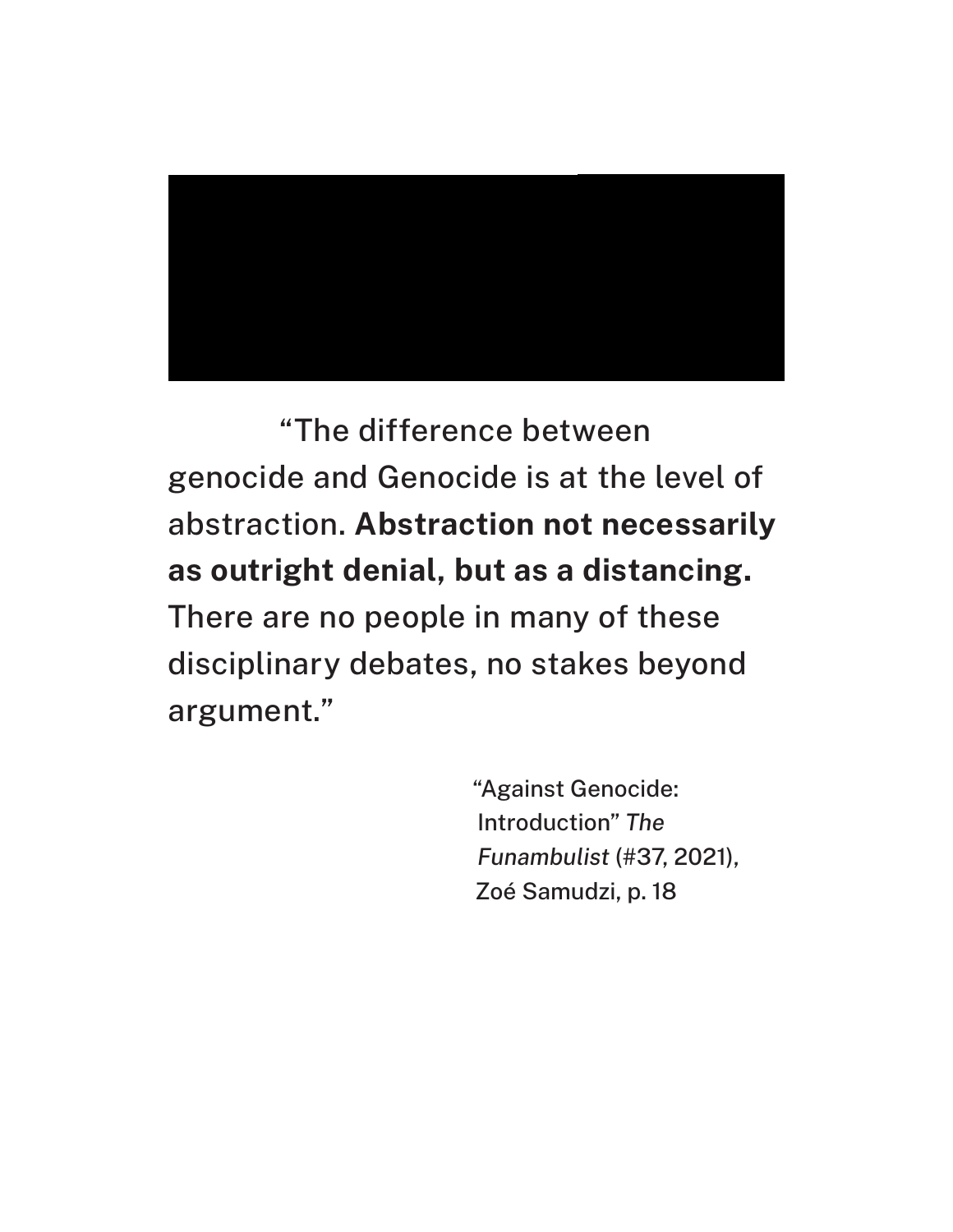“The difference between genocide and Genocide is at the level of abstraction. **Abstraction not necessarily as outright denial, but as a distancing.** There are no people in many of these disciplinary debates, no stakes beyond argument.”

“Against Genocide: Introduction” *The Funambulist* (#37, 2021), Zoé Samudzi, p. 18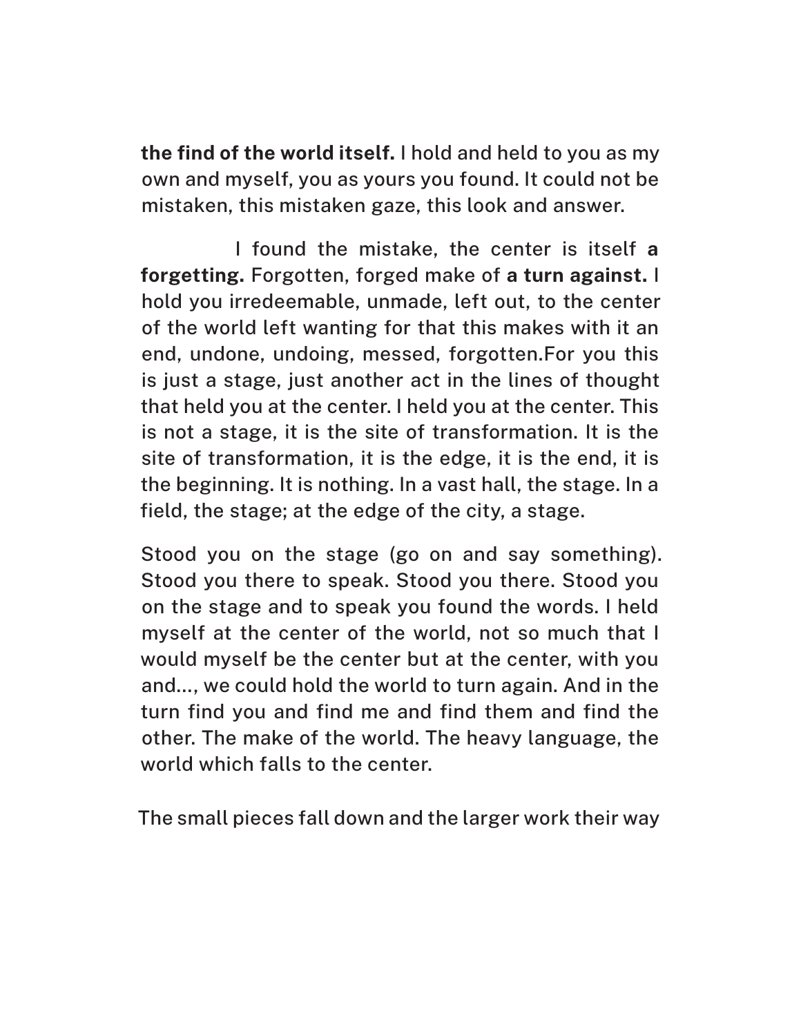**the find of the world itself.** I hold and held to you as my own and myself, you as yours you found. It could not be mistaken, this mistaken gaze, this look and answer.

I found the mistake, the center is itself **a forgetting.** Forgotten, forged make of **a turn against.** I hold you irredeemable, unmade, left out, to the center of the world left wanting for that this makes with it an end, undone, undoing, messed, forgotten.For you this is just a stage, just another act in the lines of thought that held you at the center. I held you at the center. This is not a stage, it is the site of transformation. It is the site of transformation, it is the edge, it is the end, it is the beginning. It is nothing. In a vast hall, the stage. In a field, the stage; at the edge of the city, a stage.

Stood you on the stage (go on and say something). Stood you there to speak. Stood you there. Stood you on the stage and to speak you found the words. I held myself at the center of the world, not so much that I would myself be the center but at the center, with you and..., we could hold the world to turn again. And in the turn find you and find me and find them and find the other. The make of the world. The heavy language, the world which falls to the center.

The small pieces fall down and the larger work their way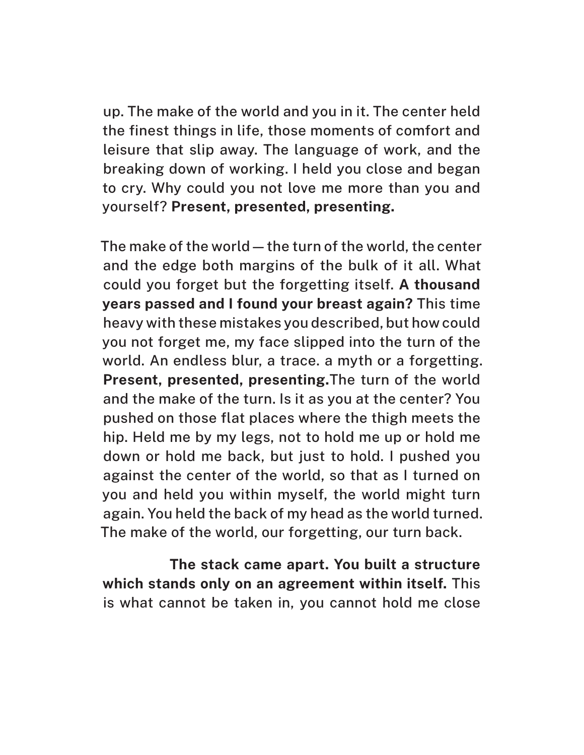up. The make of the world and you in it. The center held the finest things in life, those moments of comfort and leisure that slip away. The language of work, and the breaking down of working. I held you close and began to cry. Why could you not love me more than you and yourself? **Present, presented, presenting.**

The make of the world — the turn of the world, the center and the edge both margins of the bulk of it all. What could you forget but the forgetting itself. **A thousand years passed and I found your breast again?** This time heavy with these mistakes you described, but how could you not forget me, my face slipped into the turn of the world. An endless blur, a trace. a myth or a forgetting. **Present, presented, presenting.**The turn of the world and the make of the turn. Is it as you at the center? You pushed on those flat places where the thigh meets the hip. Held me by my legs, not to hold me up or hold me down or hold me back, but just to hold. I pushed you against the center of the world, so that as I turned on you and held you within myself, the world might turn again. You held the back of my head as the world turned. The make of the world, our forgetting, our turn back.

**The stack came apart. You built a structure which stands only on an agreement within itself.** This is what cannot be taken in, you cannot hold me close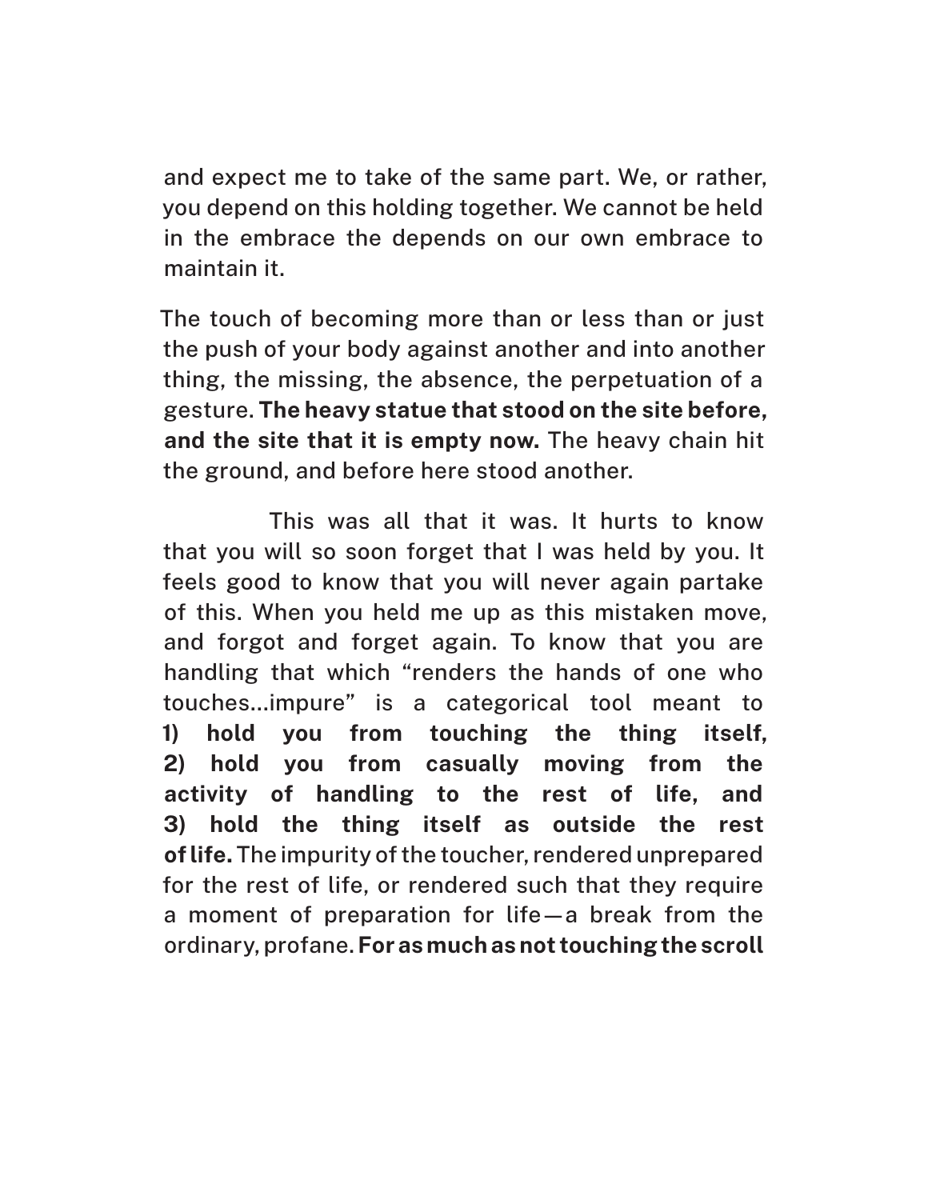and expect me to take of the same part. We, or rather, you depend on this holding together. We cannot be held in the embrace the depends on our own embrace to maintain it.

The touch of becoming more than or less than or just the push of your body against another and into another thing, the missing, the absence, the perpetuation of a gesture. **The heavy statue that stood on the site before, and the site that it is empty now.** The heavy chain hit the ground, and before here stood another.

This was all that it was. It hurts to know that you will so soon forget that I was held by you. It feels good to know that you will never again partake of this. When you held me up as this mistaken move, and forgot and forget again. To know that you are handling that which "renders the hands of one who touches...impure" is a categorical tool meant to **1) hold you from touching the thing itself, 2) hold you from casually moving from the activity of handling to the rest of life, and 3) hold the thing itself as outside the rest of life.** The impurity of the toucher, rendered unprepared for the rest of life, or rendered such that they require a moment of preparation for life—a break from the ordinary, profane. **For as much as not touching the scroll**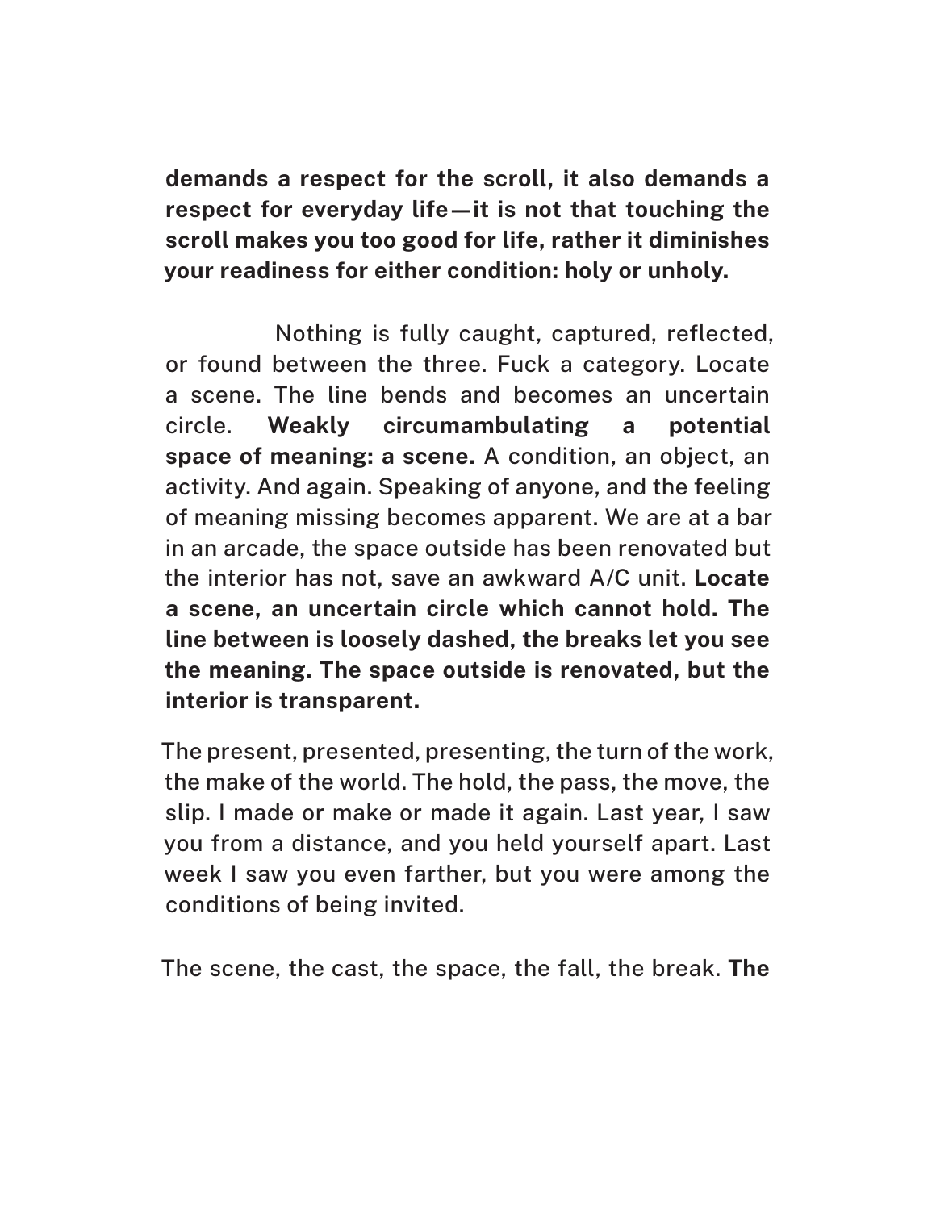**demands a respect for the scroll, it also demands a respect for everyday life—it is not that touching the scroll makes you too good for life, rather it diminishes your readiness for either condition: holy or unholy.**

Nothing is fully caught, captured, reflected, or found between the three. Fuck a category. Locate a scene. The line bends and becomes an uncertain circle. **Weakly circumambulating a potential space of meaning: a scene.** A condition, an object, an activity. And again. Speaking of anyone, and the feeling of meaning missing becomes apparent. We are at a bar in an arcade, the space outside has been renovated but the interior has not, save an awkward A/C unit. **Locate a scene, an uncertain circle which cannot hold. The line between is loosely dashed, the breaks let you see the meaning. The space outside is renovated, but the interior is transparent.**

The present, presented, presenting, the turn of the work, the make of the world. The hold, the pass, the move, the slip. I made or make or made it again. Last year, I saw you from a distance, and you held yourself apart. Last week I saw you even farther, but you were among the conditions of being invited.

The scene, the cast, the space, the fall, the break. **The**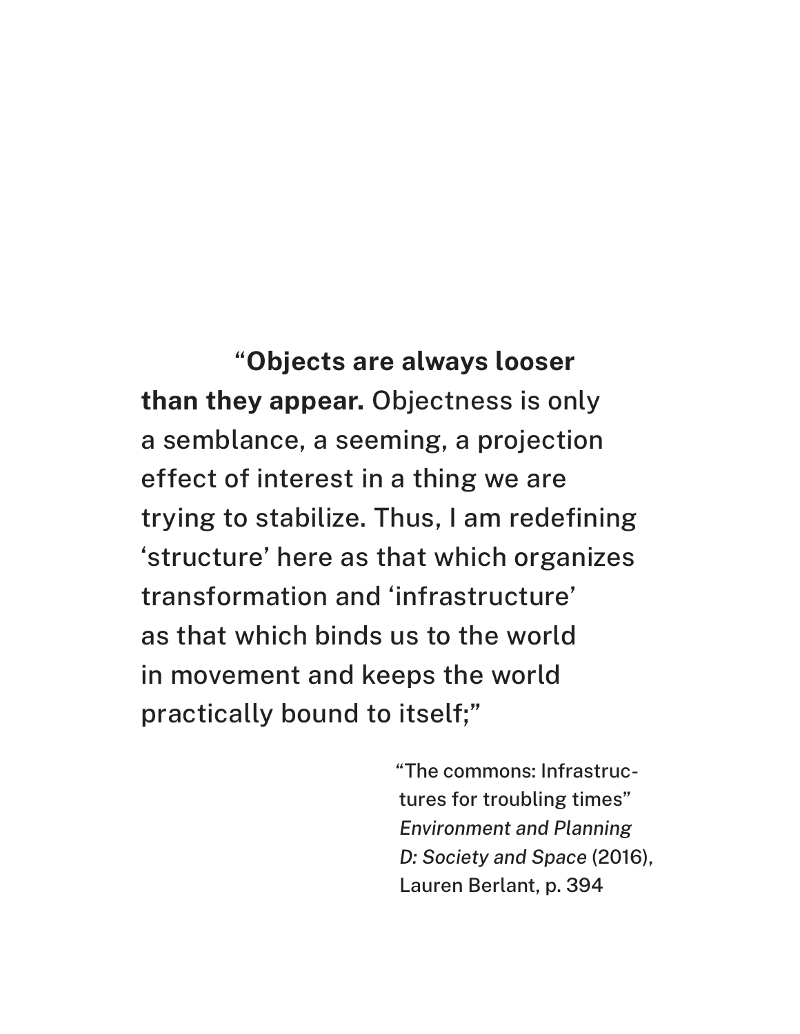“**Objects are always looser than they appear.** Objectness is only a semblance, a seeming, a projection effect of interest in a thing we are trying to stabilize. Thus, I am redefining ‘structure’ here as that which organizes transformation and ‘infrastructure’ as that which binds us to the world in movement and keeps the world practically bound to itself;”

“The commons: Infrastructures for troubling times” *Environment and Planning D: Society and Space* (2016), Lauren Berlant, p. 394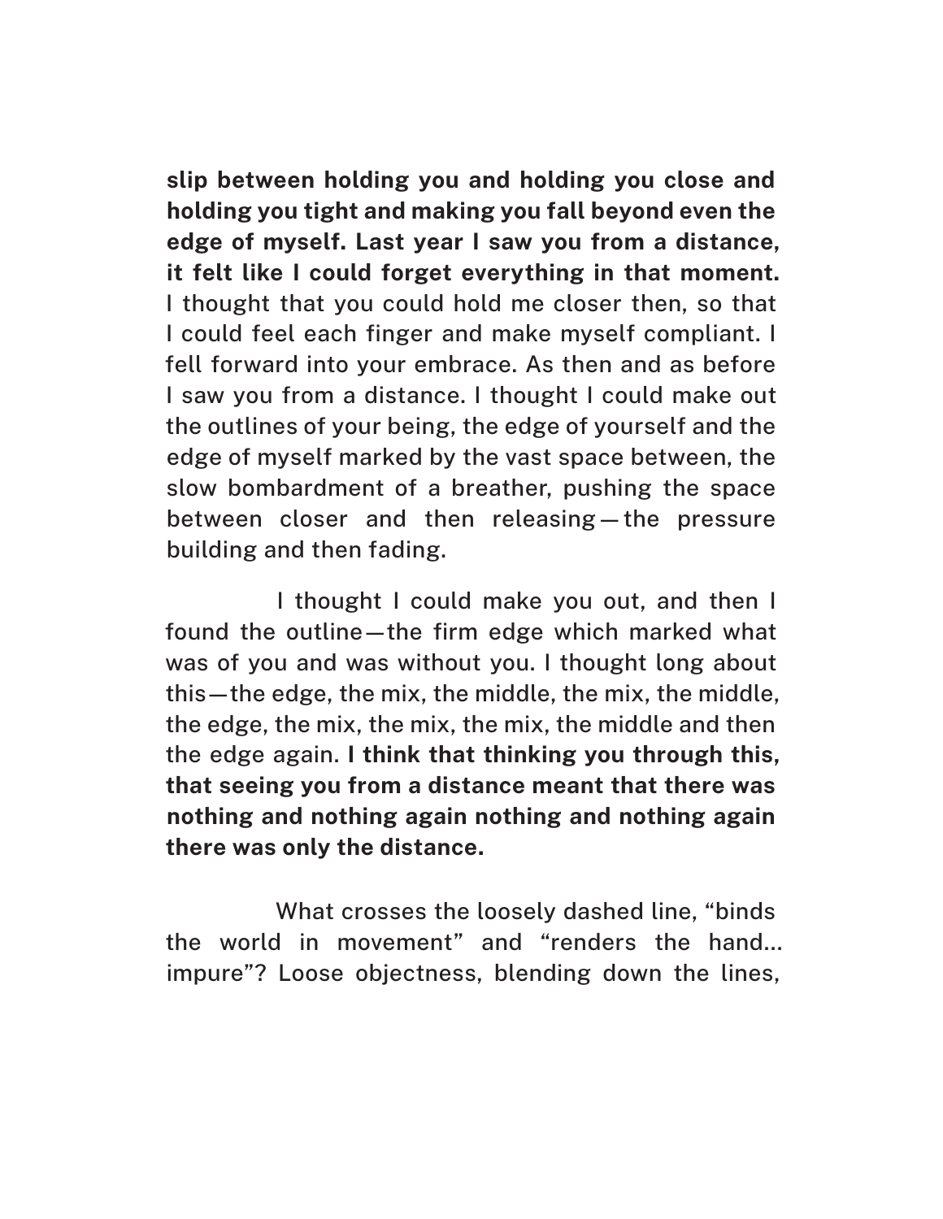**slip between holding you and holding you close and holding you tight and making you fall beyond even the edge of myself. Last year I saw you from a distance, it felt like I could forget everything in that moment.** I thought that you could hold me closer then, so that I could feel each finger and make myself compliant. I fell forward into your embrace. As then and as before I saw you from a distance. I thought I could make out the outlines of your being, the edge of yourself and the edge of myself marked by the vast space between, the slow bombardment of a breather, pushing the space between closer and then releasing—the pressure building and then fading.

I thought I could make you out, and then I found the outline—the firm edge which marked what was of you and was without you. I thought long about this—the edge, the mix, the middle, the mix, the middle, the edge, the mix, the mix, the mix, the middle and then the edge again. **I think that thinking you through this, that seeing you from a distance meant that there was nothing and nothing again nothing and nothing again there was only the distance.**

What crosses the loosely dashed line, "binds the world in movement" and "renders the hand… impure"? Loose objectness, blending down the lines,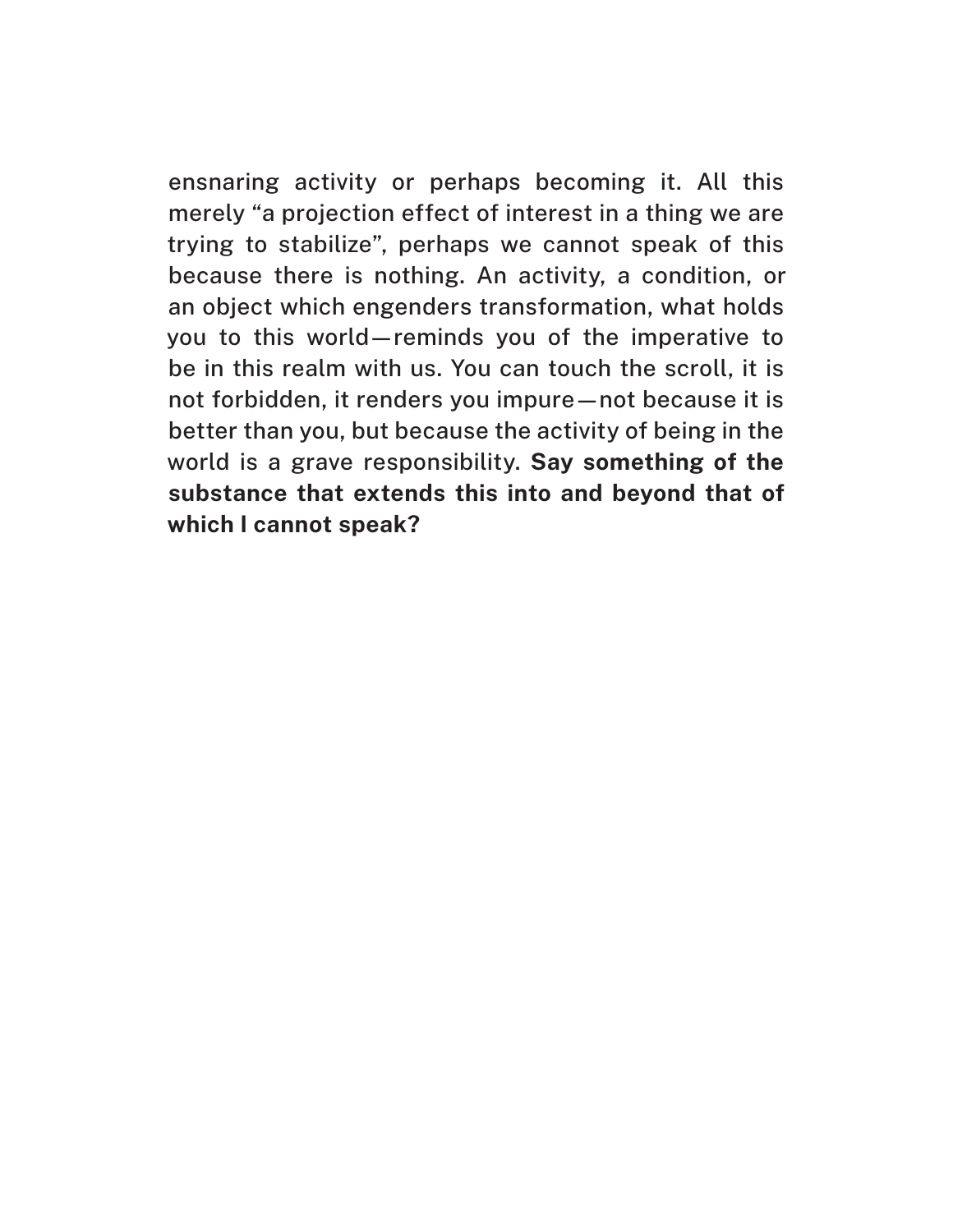ensnaring activity or perhaps becoming it. All this merely "a projection effect of interest in a thing we are trying to stabilize", perhaps we cannot speak of this because there is nothing. An activity, a condition, or an object which engenders transformation, what holds you to this world—reminds you of the imperative to be in this realm with us. You can touch the scroll, it is not forbidden, it renders you impure—not because it is better than you, but because the activity of being in the world is a grave responsibility. **Say something of the substance that extends this into and beyond that of which I cannot speak?**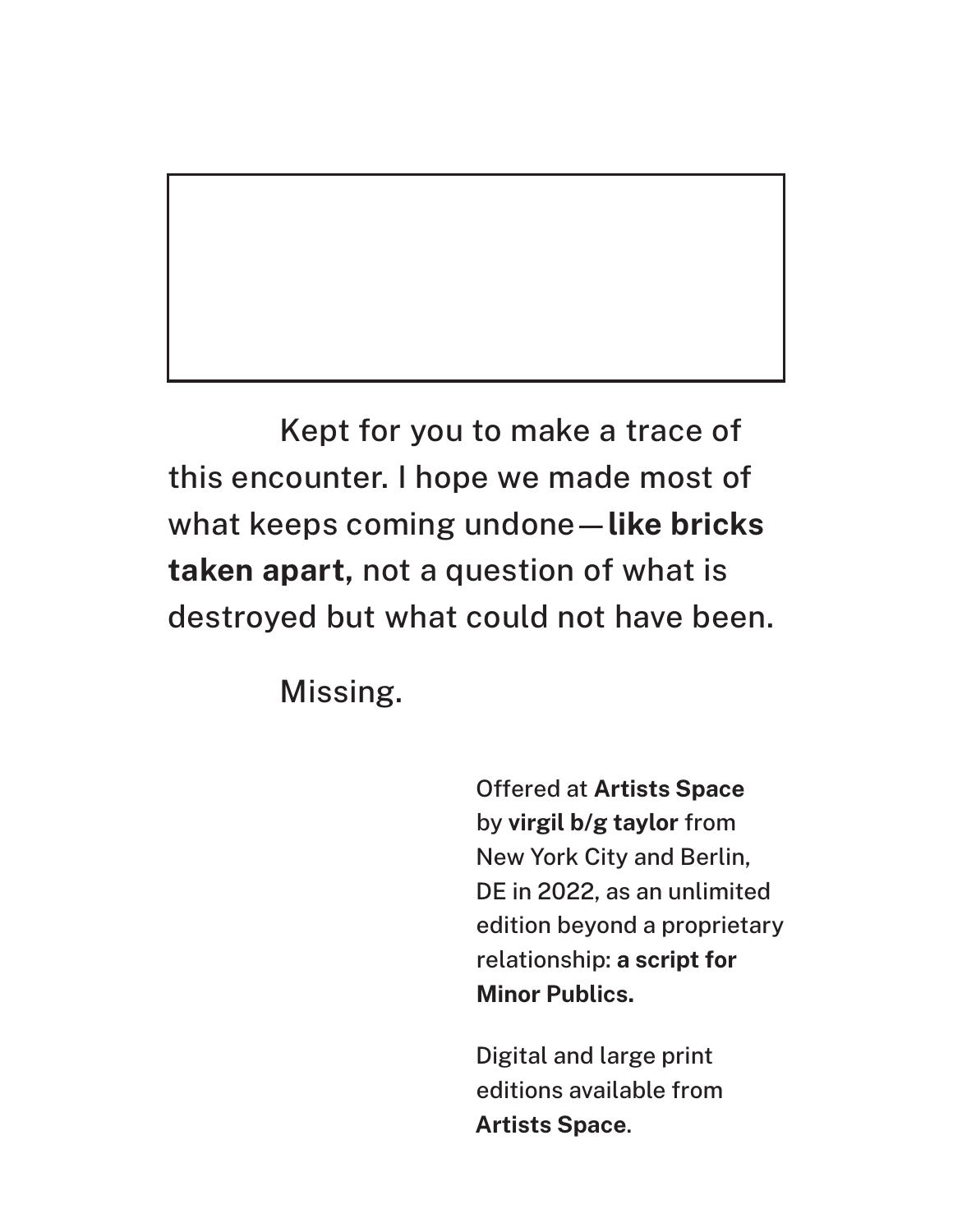Kept for you to make a trace of this encounter. I hope we made most of what keeps coming undone—**like bricks taken apart,** not a question of what is destroyed but what could not have been.

Missing.

Offered at **Artists Space** by **virgil b/g taylor** from New York City and Berlin, DE in 2022, as an unlimited edition beyond a proprietary relationship: **a script for Minor Publics.**

Digital and large print editions available from **Artists Space**.